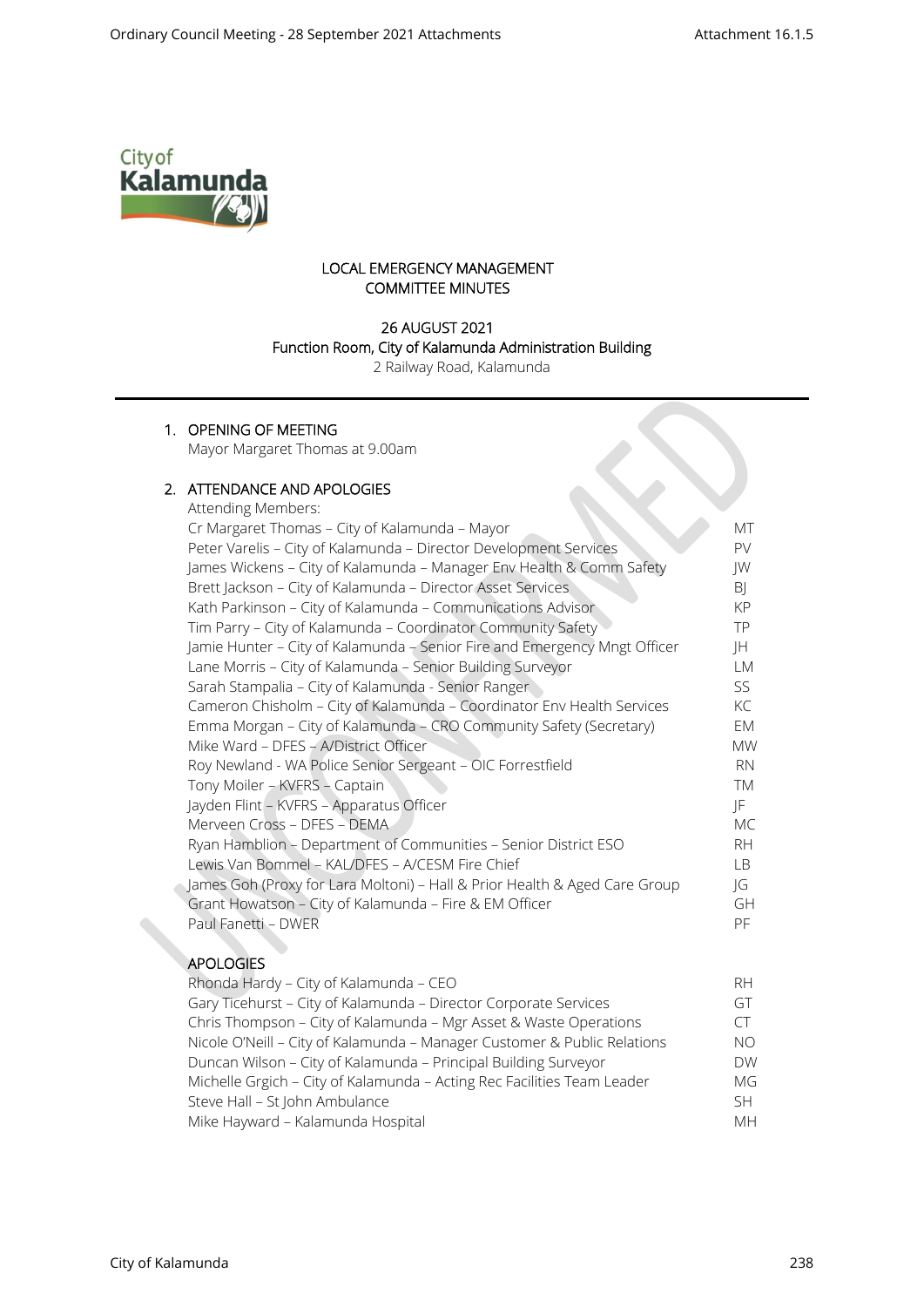# LOCAL EMERGENCY MANAGEMENT COMMITTEE MINUTES

**26 AUGUST 2021**
**Function Room, City of Kalamunda Administration Building**
2 Railway Road, Kalamunda

## 1. OPENING OF MEETING

Mayor Margaret Thomas at 9.00am

## 2. ATTENDANCE AND APOLOGIES

Attending Members:

| | |
|---|---|
| Cr Margaret Thomas – City of Kalamunda – Mayor | MT |
| Peter Varelis – City of Kalamunda – Director Development Services | PV |
| James Wickens – City of Kalamunda – Manager Env Health & Comm Safety | JW |
| Brett Jackson – City of Kalamunda – Director Asset Services | BJ |
| Kath Parkinson – City of Kalamunda – Communications Advisor | KP |
| Tim Parry – City of Kalamunda – Coordinator Community Safety | TP |
| Jamie Hunter – City of Kalamunda – Senior Fire and Emergency Mngt Officer | JH |
| Lane Morris – City of Kalamunda – Senior Building Surveyor | LM |
| Sarah Stampalia – City of Kalamunda - Senior Ranger | SS |
| Cameron Chisholm – City of Kalamunda – Coordinator Env Health Services | KC |
| Emma Morgan – City of Kalamunda – CRO Community Safety (Secretary) | EM |
| Mike Ward – DFES – A/District Officer | MW |
| Roy Newland - WA Police Senior Sergeant – OIC Forrestfield | RN |
| Tony Moiler – KVFRS – Captain | TM |
| Jayden Flint – KVFRS – Apparatus Officer | JF |
| Merveen Cross – DFES – DEMA | MC |
| Ryan Hamblion – Department of Communities – Senior District ESO | RH |
| Lewis Van Bommel – KAL/DFES – A/CESM Fire Chief | LB |
| James Goh (Proxy for Lara Moltoni) – Hall & Prior Health & Aged Care Group | JG |
| Grant Howatson – City of Kalamunda – Fire & EM Officer | GH |
| Paul Fanetti – DWER | PF |

### APOLOGIES

| | |
|---|---|
| Rhonda Hardy – City of Kalamunda – CEO | RH |
| Gary Ticehurst – City of Kalamunda – Director Corporate Services | GT |
| Chris Thompson – City of Kalamunda – Mgr Asset & Waste Operations | CT |
| Nicole O'Neill – City of Kalamunda – Manager Customer & Public Relations | NO |
| Duncan Wilson – City of Kalamunda – Principal Building Surveyor | DW |
| Michelle Grgich – City of Kalamunda – Acting Rec Facilities Team Leader | MG |
| Steve Hall – St John Ambulance | SH |
| Mike Hayward – Kalamunda Hospital | MH |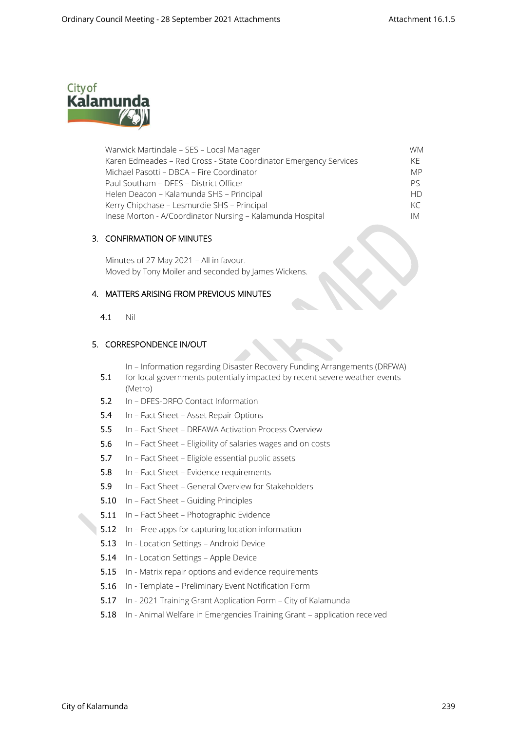| | |
|---|---|
| Warwick Martindale – SES – Local Manager | WM |
| Karen Edmeades – Red Cross - State Coordinator Emergency Services | KE |
| Michael Pasotti – DBCA – Fire Coordinator | MP |
| Paul Southam – DFES – District Officer | PS |
| Helen Deacon – Kalamunda SHS – Principal | HD |
| Kerry Chipchase – Lesmurdie SHS – Principal | KC |
| Inese Morton - A/Coordinator Nursing – Kalamunda Hospital | IM |

## 3. CONFIRMATION OF MINUTES

Minutes of 27 May 2021 – All in favour.
Moved by Tony Moiler and seconded by James Wickens.

## 4. MATTERS ARISING FROM PREVIOUS MINUTES

**4.1** Nil

## 5. CORRESPONDENCE IN/OUT

**5.1** In – Information regarding Disaster Recovery Funding Arrangements (DRFWA) for local governments potentially impacted by recent severe weather events (Metro)

**5.2** In – DFES-DRFO Contact Information

**5.4** In – Fact Sheet – Asset Repair Options

**5.5** In – Fact Sheet – DRFAWA Activation Process Overview

**5.6** In – Fact Sheet – Eligibility of salaries wages and on costs

**5.7** In – Fact Sheet – Eligible essential public assets

**5.8** In – Fact Sheet – Evidence requirements

**5.9** In – Fact Sheet – General Overview for Stakeholders

**5.10** In – Fact Sheet – Guiding Principles

**5.11** In – Fact Sheet – Photographic Evidence

**5.12** In – Free apps for capturing location information

**5.13** In - Location Settings – Android Device

**5.14** In - Location Settings – Apple Device

**5.15** In - Matrix repair options and evidence requirements

**5.16** In - Template – Preliminary Event Notification Form

**5.17** In - 2021 Training Grant Application Form – City of Kalamunda

**5.18** In - Animal Welfare in Emergencies Training Grant – application received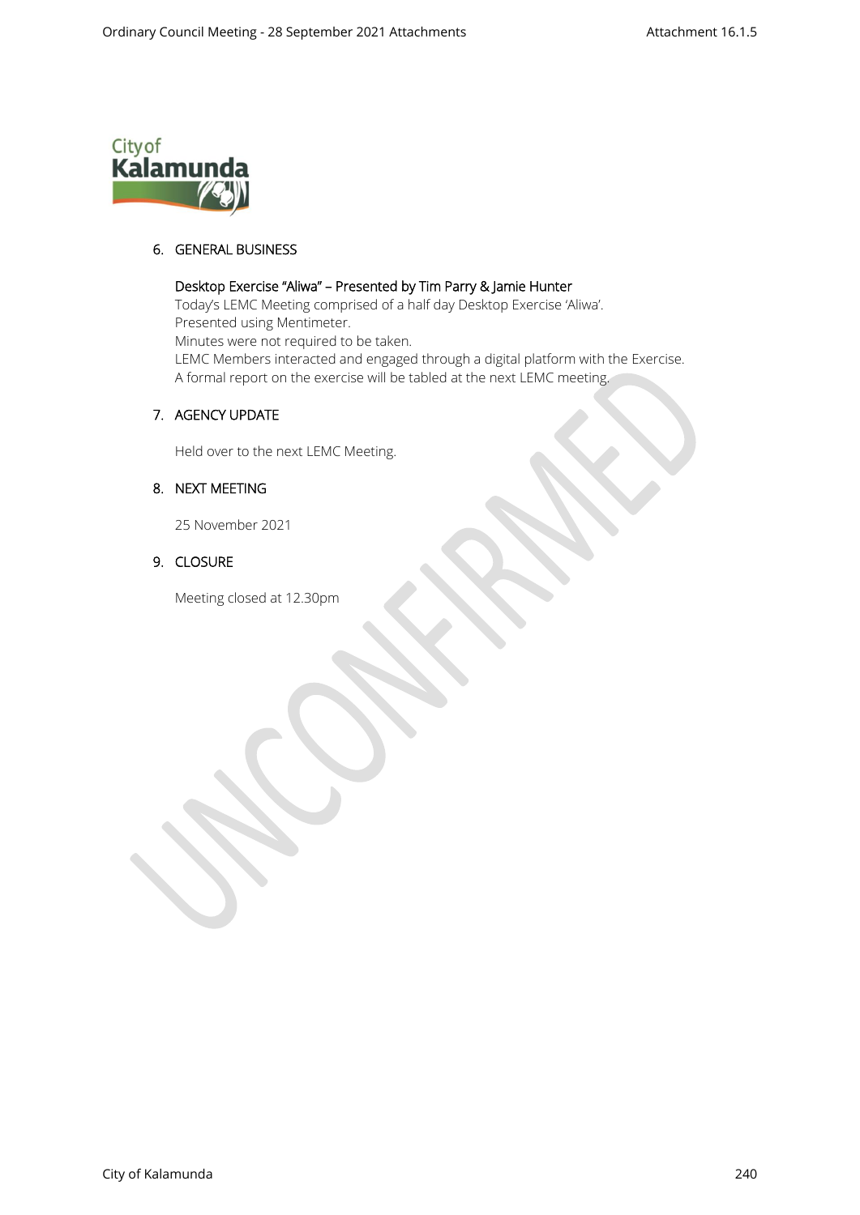## 6. GENERAL BUSINESS

**Desktop Exercise "Aliwa" – Presented by Tim Parry & Jamie Hunter**

Today's LEMC Meeting comprised of a half day Desktop Exercise 'Aliwa'.
Presented using Mentimeter.
Minutes were not required to be taken.
LEMC Members interacted and engaged through a digital platform with the Exercise.
A formal report on the exercise will be tabled at the next LEMC meeting.

## 7. AGENCY UPDATE

Held over to the next LEMC Meeting.

## 8. NEXT MEETING

25 November 2021

## 9. CLOSURE

Meeting closed at 12.30pm